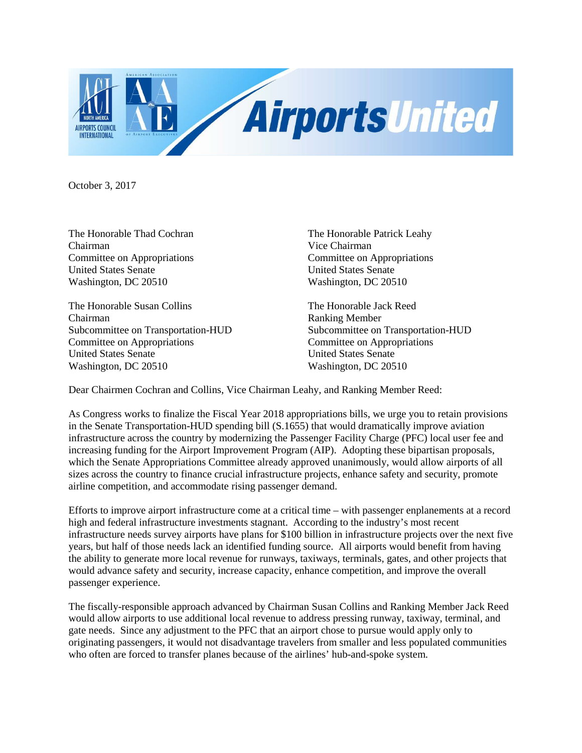October 3, 2017

The Honorable Thad Cochran
Chairman
Committee on Appropriations
United States Senate
Washington, DC 20510

The Honorable Patrick Leahy
Vice Chairman
Committee on Appropriations
United States Senate
Washington, DC 20510

The Honorable Susan Collins
Chairman
Subcommittee on Transportation-HUD
Committee on Appropriations
United States Senate
Washington, DC 20510

The Honorable Jack Reed
Ranking Member
Subcommittee on Transportation-HUD
Committee on Appropriations
United States Senate
Washington, DC 20510

Dear Chairmen Cochran and Collins, Vice Chairman Leahy, and Ranking Member Reed:

As Congress works to finalize the Fiscal Year 2018 appropriations bills, we urge you to retain provisions in the Senate Transportation-HUD spending bill (S.1655) that would dramatically improve aviation infrastructure across the country by modernizing the Passenger Facility Charge (PFC) local user fee and increasing funding for the Airport Improvement Program (AIP). Adopting these bipartisan proposals, which the Senate Appropriations Committee already approved unanimously, would allow airports of all sizes across the country to finance crucial infrastructure projects, enhance safety and security, promote airline competition, and accommodate rising passenger demand.

Efforts to improve airport infrastructure come at a critical time – with passenger enplanements at a record high and federal infrastructure investments stagnant. According to the industry's most recent infrastructure needs survey airports have plans for $100 billion in infrastructure projects over the next five years, but half of those needs lack an identified funding source. All airports would benefit from having the ability to generate more local revenue for runways, taxiways, terminals, gates, and other projects that would advance safety and security, increase capacity, enhance competition, and improve the overall passenger experience.

The fiscally-responsible approach advanced by Chairman Susan Collins and Ranking Member Jack Reed would allow airports to use additional local revenue to address pressing runway, taxiway, terminal, and gate needs. Since any adjustment to the PFC that an airport chose to pursue would apply only to originating passengers, it would not disadvantage travelers from smaller and less populated communities who often are forced to transfer planes because of the airlines' hub-and-spoke system.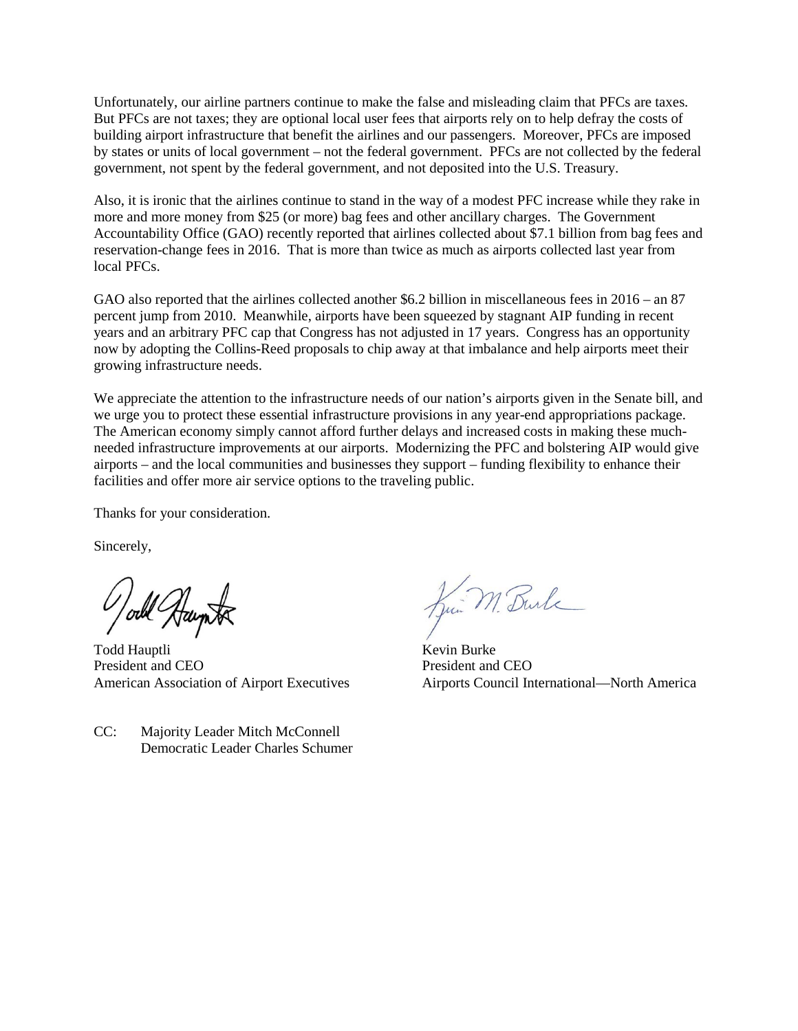Unfortunately, our airline partners continue to make the false and misleading claim that PFCs are taxes. But PFCs are not taxes; they are optional local user fees that airports rely on to help defray the costs of building airport infrastructure that benefit the airlines and our passengers. Moreover, PFCs are imposed by states or units of local government – not the federal government. PFCs are not collected by the federal government, not spent by the federal government, and not deposited into the U.S. Treasury.

Also, it is ironic that the airlines continue to stand in the way of a modest PFC increase while they rake in more and more money from $25 (or more) bag fees and other ancillary charges. The Government Accountability Office (GAO) recently reported that airlines collected about $7.1 billion from bag fees and reservation-change fees in 2016. That is more than twice as much as airports collected last year from local PFCs.

GAO also reported that the airlines collected another $6.2 billion in miscellaneous fees in 2016 – an 87 percent jump from 2010. Meanwhile, airports have been squeezed by stagnant AIP funding in recent years and an arbitrary PFC cap that Congress has not adjusted in 17 years. Congress has an opportunity now by adopting the Collins-Reed proposals to chip away at that imbalance and help airports meet their growing infrastructure needs.

We appreciate the attention to the infrastructure needs of our nation's airports given in the Senate bill, and we urge you to protect these essential infrastructure provisions in any year-end appropriations package. The American economy simply cannot afford further delays and increased costs in making these much-needed infrastructure improvements at our airports. Modernizing the PFC and bolstering AIP would give airports – and the local communities and businesses they support – funding flexibility to enhance their facilities and offer more air service options to the traveling public.

Thanks for your consideration.

Sincerely,

Todd Hauptli
President and CEO
American Association of Airport Executives

Kevin Burke
President and CEO
Airports Council International—North America

CC: Majority Leader Mitch McConnell
Democratic Leader Charles Schumer